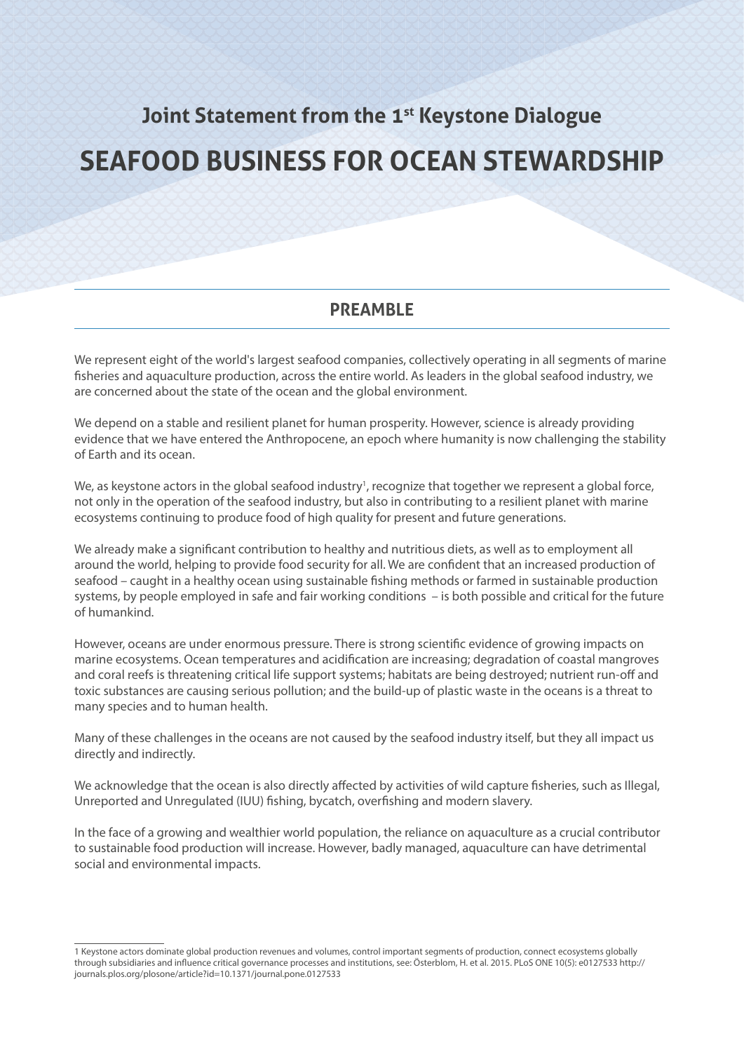# Joint Statement from the 1st Keystone Dialogue

# SEAFOOD BUSINESS FOR OCEAN STEWARDSHIP

## PREAMBLE

We represent eight of the world's largest seafood companies, collectively operating in all segments of marine fisheries and aquaculture production, across the entire world. As leaders in the global seafood industry, we are concerned about the state of the ocean and the global environment.

We depend on a stable and resilient planet for human prosperity. However, science is already providing evidence that we have entered the Anthropocene, an epoch where humanity is now challenging the stability of Earth and its ocean.

We, as keystone actors in the global seafood industry[1], recognize that together we represent a global force, not only in the operation of the seafood industry, but also in contributing to a resilient planet with marine ecosystems continuing to produce food of high quality for present and future generations.

We already make a significant contribution to healthy and nutritious diets, as well as to employment all around the world, helping to provide food security for all. We are confident that an increased production of seafood – caught in a healthy ocean using sustainable fishing methods or farmed in sustainable production systems, by people employed in safe and fair working conditions – is both possible and critical for the future of humankind.

However, oceans are under enormous pressure. There is strong scientific evidence of growing impacts on marine ecosystems. Ocean temperatures and acidification are increasing; degradation of coastal mangroves and coral reefs is threatening critical life support systems; habitats are being destroyed; nutrient run-off and toxic substances are causing serious pollution; and the build-up of plastic waste in the oceans is a threat to many species and to human health.

Many of these challenges in the oceans are not caused by the seafood industry itself, but they all impact us directly and indirectly.

We acknowledge that the ocean is also directly affected by activities of wild capture fisheries, such as Illegal, Unreported and Unregulated (IUU) fishing, bycatch, overfishing and modern slavery.

In the face of a growing and wealthier world population, the reliance on aquaculture as a crucial contributor to sustainable food production will increase. However, badly managed, aquaculture can have detrimental social and environmental impacts.

---

1 Keystone actors dominate global production revenues and volumes, control important segments of production, connect ecosystems globally through subsidiaries and influence critical governance processes and institutions, see: Österblom, H. et al. 2015. PLoS ONE 10(5): e0127533 http://journals.plos.org/plosone/article?id=10.1371/journal.pone.0127533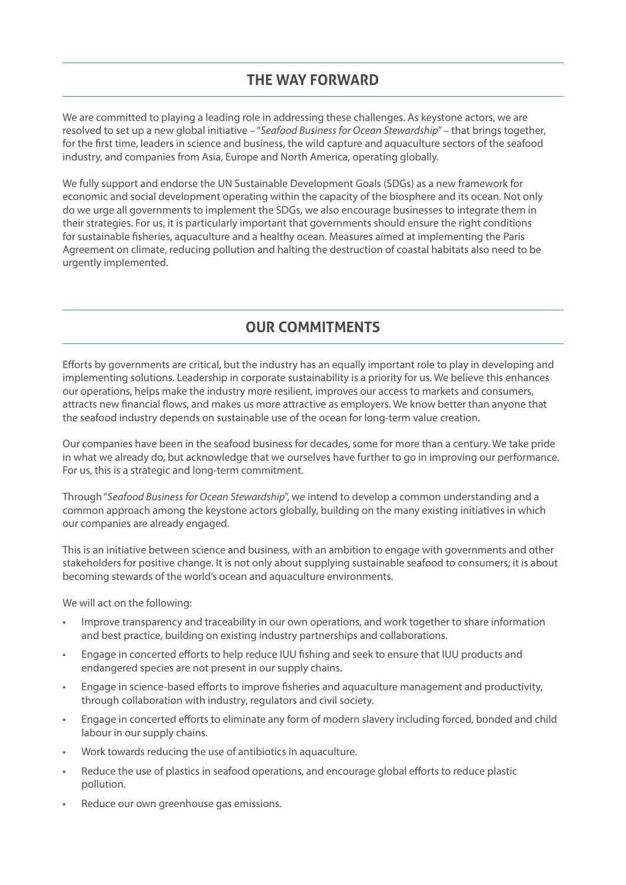## THE WAY FORWARD

We are committed to playing a leading role in addressing these challenges. As keystone actors, we are resolved to set up a new global initiative – "*Seafood Business for Ocean Stewardship*" – that brings together, for the first time, leaders in science and business, the wild capture and aquaculture sectors of the seafood industry, and companies from Asia, Europe and North America, operating globally.

We fully support and endorse the UN Sustainable Development Goals (SDGs) as a new framework for economic and social development operating within the capacity of the biosphere and its ocean. Not only do we urge all governments to implement the SDGs, we also encourage businesses to integrate them in their strategies. For us, it is particularly important that governments should ensure the right conditions for sustainable fisheries, aquaculture and a healthy ocean. Measures aimed at implementing the Paris Agreement on climate, reducing pollution and halting the destruction of coastal habitats also need to be urgently implemented.

## OUR COMMITMENTS

Efforts by governments are critical, but the industry has an equally important role to play in developing and implementing solutions. Leadership in corporate sustainability is a priority for us. We believe this enhances our operations, helps make the industry more resilient, improves our access to markets and consumers, attracts new financial flows, and makes us more attractive as employers. We know better than anyone that the seafood industry depends on sustainable use of the ocean for long-term value creation.

Our companies have been in the seafood business for decades, some for more than a century. We take pride in what we already do, but acknowledge that we ourselves have further to go in improving our performance. For us, this is a strategic and long-term commitment.

Through "*Seafood Business for Ocean Stewardship*", we intend to develop a common understanding and a common approach among the keystone actors globally, building on the many existing initiatives in which our companies are already engaged.

This is an initiative between science and business, with an ambition to engage with governments and other stakeholders for positive change. It is not only about supplying sustainable seafood to consumers; it is about becoming stewards of the world's ocean and aquaculture environments.

We will act on the following:

- Improve transparency and traceability in our own operations, and work together to share information and best practice, building on existing industry partnerships and collaborations.
- Engage in concerted efforts to help reduce IUU fishing and seek to ensure that IUU products and endangered species are not present in our supply chains.
- Engage in science-based efforts to improve fisheries and aquaculture management and productivity, through collaboration with industry, regulators and civil society.
- Engage in concerted efforts to eliminate any form of modern slavery including forced, bonded and child labour in our supply chains.
- Work towards reducing the use of antibiotics in aquaculture.
- Reduce the use of plastics in seafood operations, and encourage global efforts to reduce plastic pollution.
- Reduce our own greenhouse gas emissions.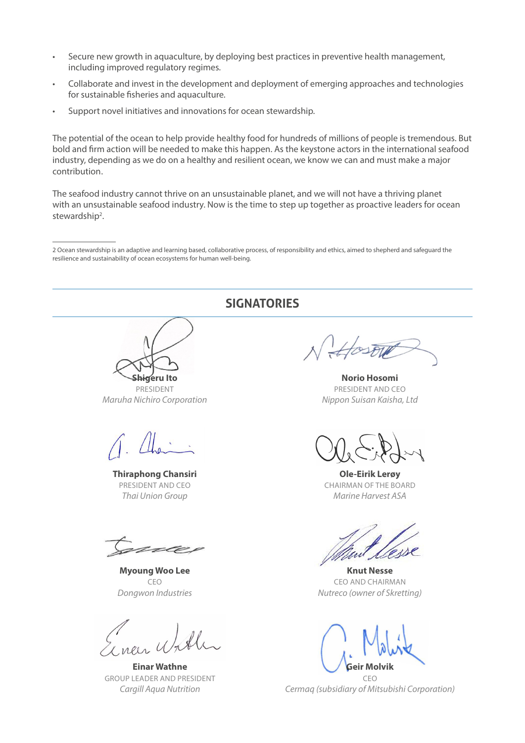- Secure new growth in aquaculture, by deploying best practices in preventive health management, including improved regulatory regimes.
- Collaborate and invest in the development and deployment of emerging approaches and technologies for sustainable fisheries and aquaculture.
- Support novel initiatives and innovations for ocean stewardship.

The potential of the ocean to help provide healthy food for hundreds of millions of people is tremendous. But bold and firm action will be needed to make this happen. As the keystone actors in the international seafood industry, depending as we do on a healthy and resilient ocean, we know we can and must make a major contribution.

The seafood industry cannot thrive on an unsustainable planet, and we will not have a thriving planet with an unsustainable seafood industry. Now is the time to step up together as proactive leaders for ocean stewardship[2].

2 Ocean stewardship is an adaptive and learning based, collaborative process, of responsibility and ethics, aimed to shepherd and safeguard the resilience and sustainability of ocean ecosystems for human well-being.

## SIGNATORIES

**Shigeru Ito**
PRESIDENT
*Maruha Nichiro Corporation*

**Norio Hosomi**
PRESIDENT AND CEO
*Nippon Suisan Kaisha, Ltd*

**Thiraphong Chansiri**
PRESIDENT AND CEO
*Thai Union Group*

**Ole-Eirik Lerøy**
CHAIRMAN OF THE BOARD
*Marine Harvest ASA*

**Myoung Woo Lee**
CEO
*Dongwon Industries*

**Knut Nesse**
CEO AND CHAIRMAN
*Nutreco (owner of Skretting)*

**Einar Wathne**
GROUP LEADER AND PRESIDENT
*Cargill Aqua Nutrition*

**Geir Molvik**
CEO
*Cermaq (subsidiary of Mitsubishi Corporation)*